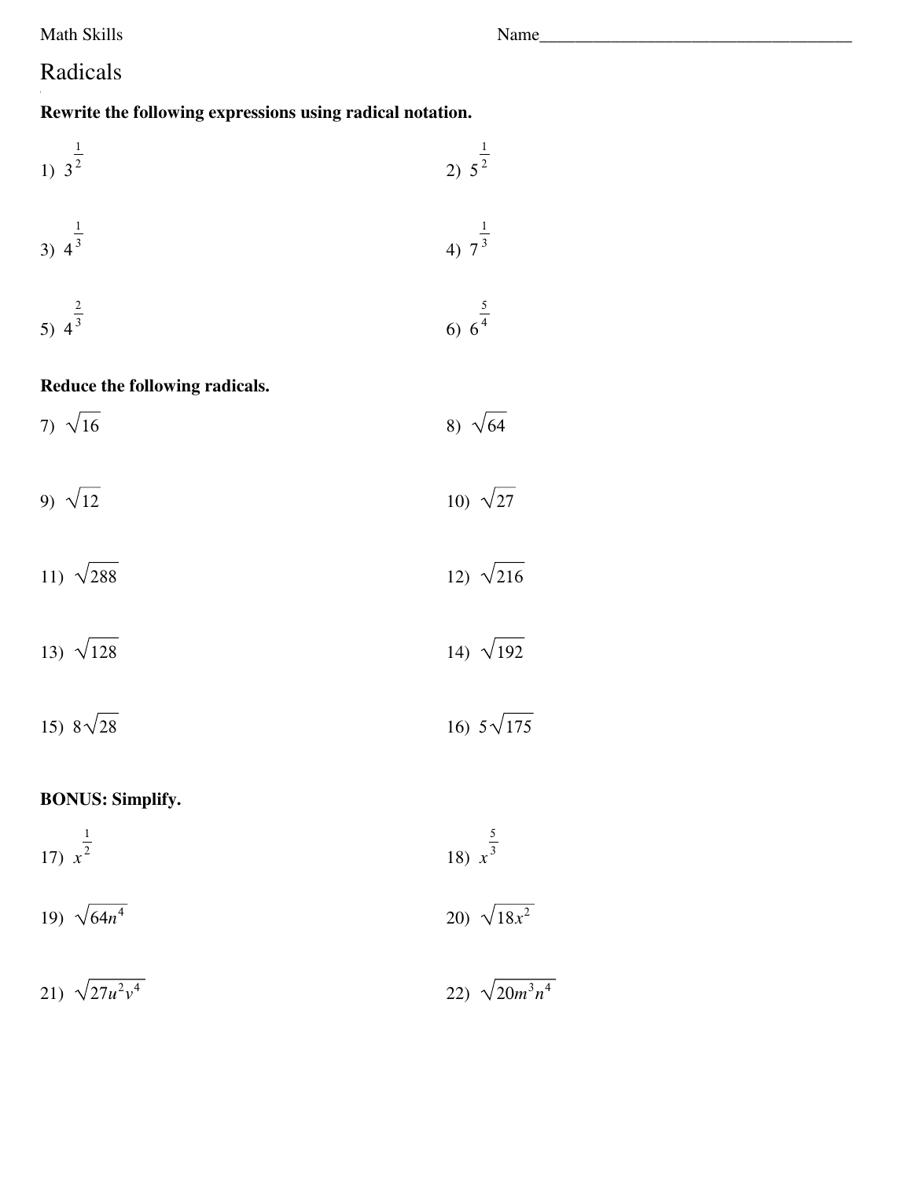Math Skills Name___________________________________

# Radicals

**Rewrite the following expressions using radical notation.**

1) $3^{\frac{1}{2}}$

2) $5^{\frac{1}{2}}$

3) $4^{\frac{1}{3}}$

4) $7^{\frac{1}{3}}$

5) $4^{\frac{2}{3}}$

6) $6^{\frac{5}{4}}$

**Reduce the following radicals.**

7) $\sqrt{16}$

8) $\sqrt{64}$

9) $\sqrt{12}$

10) $\sqrt{27}$

11) $\sqrt{288}$

12) $\sqrt{216}$

13) $\sqrt{128}$

14) $\sqrt{192}$

15) $8\sqrt{28}$

16) $5\sqrt{175}$

**BONUS: Simplify.**

17) $x^{\frac{1}{2}}$

18) $x^{\frac{5}{3}}$

19) $\sqrt{64n^4}$

20) $\sqrt{18x^2}$

21) $\sqrt{27u^2v^4}$

22) $\sqrt{20m^3n^4}$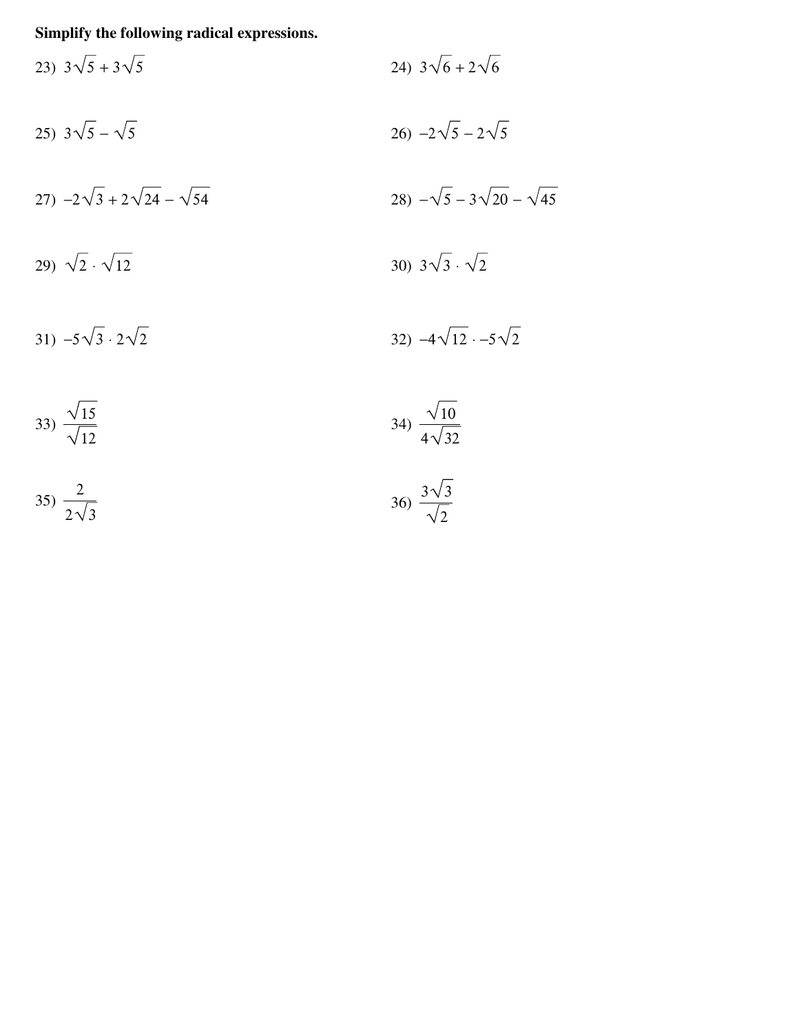**Simplify the following radical expressions.**

23) $3\sqrt{5} + 3\sqrt{5}$

24) $3\sqrt{6} + 2\sqrt{6}$

25) $3\sqrt{5} - \sqrt{5}$

26) $-2\sqrt{5} - 2\sqrt{5}$

27) $-2\sqrt{3} + 2\sqrt{24} - \sqrt{54}$

28) $-\sqrt{5} - 3\sqrt{20} - \sqrt{45}$

29) $\sqrt{2} \cdot \sqrt{12}$

30) $3\sqrt{3} \cdot \sqrt{2}$

31) $-5\sqrt{3} \cdot 2\sqrt{2}$

32) $-4\sqrt{12} \cdot -5\sqrt{2}$

33) $\dfrac{\sqrt{15}}{\sqrt{12}}$

34) $\dfrac{\sqrt{10}}{4\sqrt{32}}$

35) $\dfrac{2}{2\sqrt{3}}$

36) $\dfrac{3\sqrt{3}}{\sqrt{2}}$